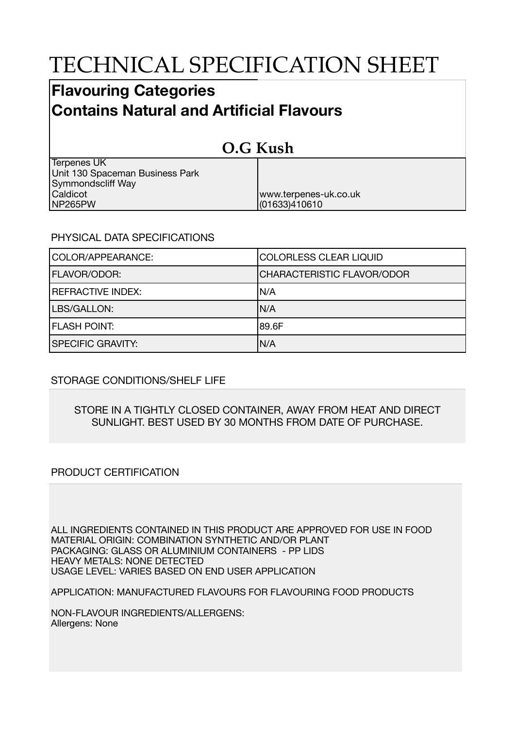# TECHNICAL SPECIFICATION SHEET

## Flavouring Categories
## Contains Natural and Artificial Flavours

### O.G Kush

| | |
|---|---|
| Terpenes UK<br>Unit 130 Spaceman Business Park<br>Symmondscliff Way<br>Caldicot<br>NP265PW | www.terpenes-uk.co.uk<br>(01633)410610 |

PHYSICAL DATA SPECIFICATIONS

| | |
|---|---|
| COLOR/APPEARANCE: | COLORLESS CLEAR LIQUID |
| FLAVOR/ODOR: | CHARACTERISTIC FLAVOR/ODOR |
| REFRACTIVE INDEX: | N/A |
| LBS/GALLON: | N/A |
| FLASH POINT: | 89.6F |
| SPECIFIC GRAVITY: | N/A |

STORAGE CONDITIONS/SHELF LIFE

STORE IN A TIGHTLY CLOSED CONTAINER, AWAY FROM HEAT AND DIRECT SUNLIGHT. BEST USED BY 30 MONTHS FROM DATE OF PURCHASE.

PRODUCT CERTIFICATION

ALL INGREDIENTS CONTAINED IN THIS PRODUCT ARE APPROVED FOR USE IN FOOD
MATERIAL ORIGIN: COMBINATION SYNTHETIC AND/OR PLANT
PACKAGING: GLASS OR ALUMINIUM CONTAINERS - PP LIDS
HEAVY METALS: NONE DETECTED
USAGE LEVEL: VARIES BASED ON END USER APPLICATION

APPLICATION: MANUFACTURED FLAVOURS FOR FLAVOURING FOOD PRODUCTS

NON-FLAVOUR INGREDIENTS/ALLERGENS:
Allergens: None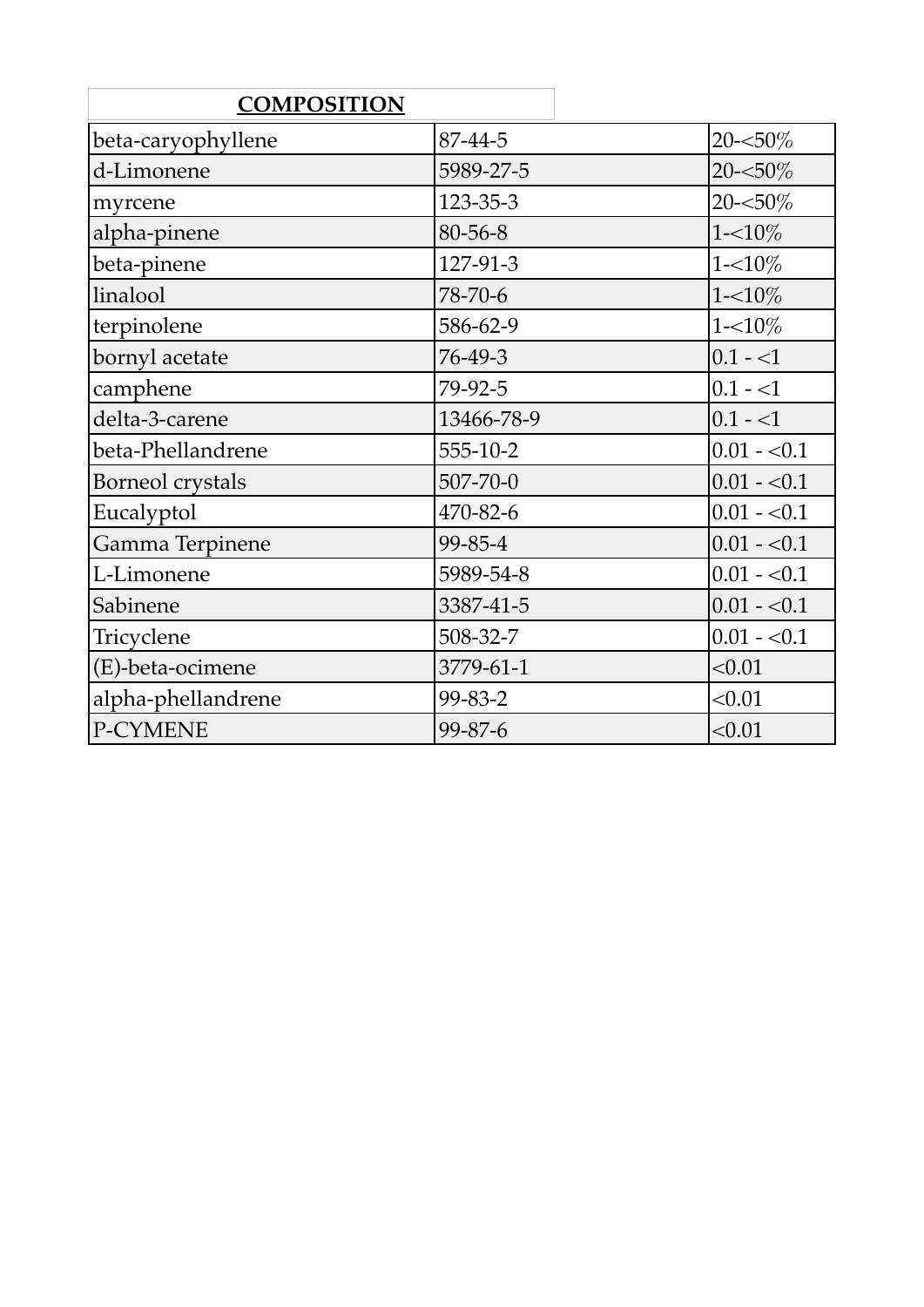## COMPOSITION

| | | |
|---|---|---|
| beta-caryophyllene | 87-44-5 | 20-<50% |
| d-Limonene | 5989-27-5 | 20-<50% |
| myrcene | 123-35-3 | 20-<50% |
| alpha-pinene | 80-56-8 | 1-<10% |
| beta-pinene | 127-91-3 | 1-<10% |
| linalool | 78-70-6 | 1-<10% |
| terpinolene | 586-62-9 | 1-<10% |
| bornyl acetate | 76-49-3 | 0.1 - <1 |
| camphene | 79-92-5 | 0.1 - <1 |
| delta-3-carene | 13466-78-9 | 0.1 - <1 |
| beta-Phellandrene | 555-10-2 | 0.01 - <0.1 |
| Borneol crystals | 507-70-0 | 0.01 - <0.1 |
| Eucalyptol | 470-82-6 | 0.01 - <0.1 |
| Gamma Terpinene | 99-85-4 | 0.01 - <0.1 |
| L-Limonene | 5989-54-8 | 0.01 - <0.1 |
| Sabinene | 3387-41-5 | 0.01 - <0.1 |
| Tricyclene | 508-32-7 | 0.01 - <0.1 |
| (E)-beta-ocimene | 3779-61-1 | <0.01 |
| alpha-phellandrene | 99-83-2 | <0.01 |
| P-CYMENE | 99-87-6 | <0.01 |